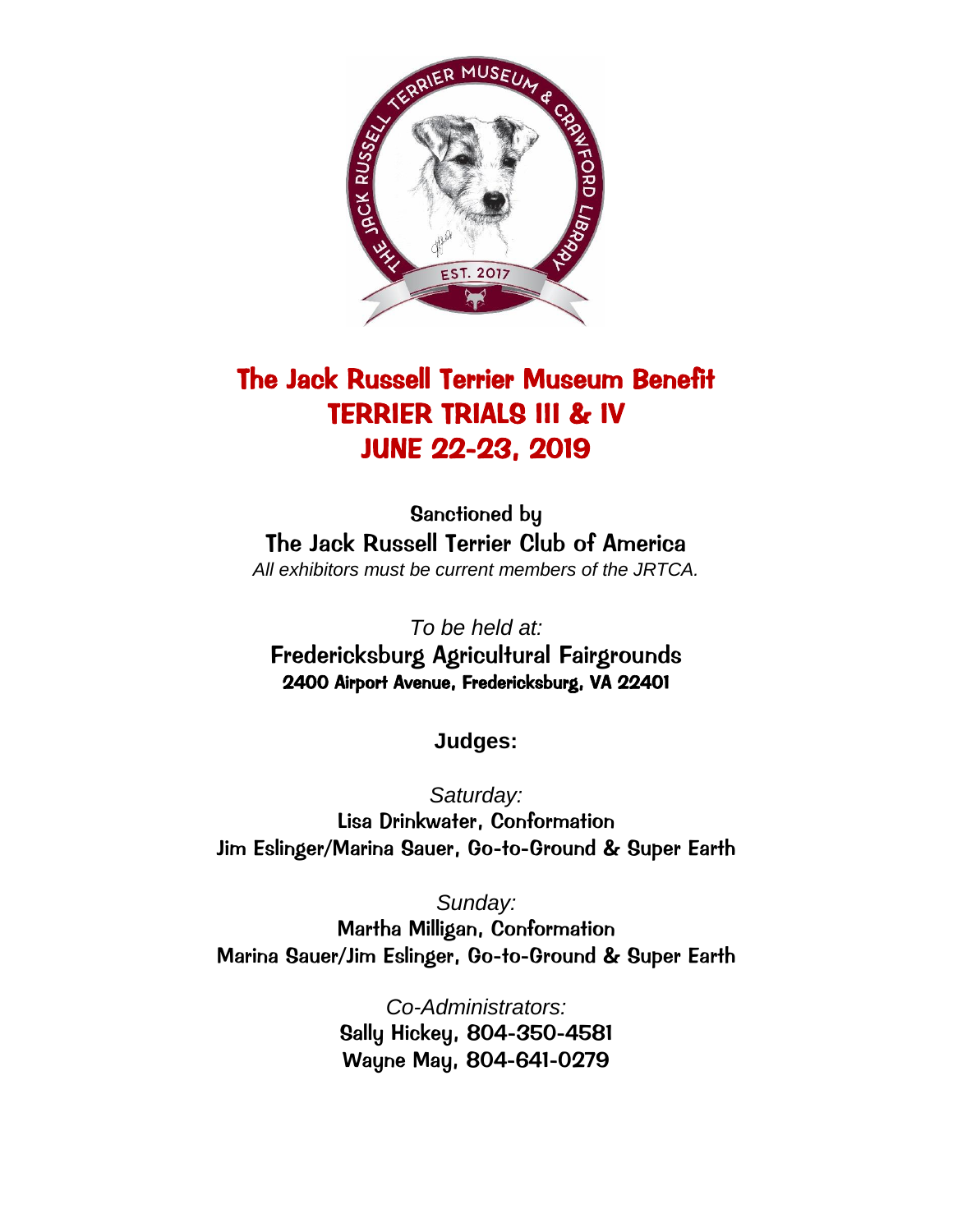# The Jack Russell Terrier Museum Benefit
# TERRIER TRIALS III & IV
# JUNE 22-23, 2019

Sanctioned by

**The Jack Russell Terrier Club of America**

*All exhibitors must be current members of the JRTCA.*

*To be held at:*

**Fredericksburg Agricultural Fairgrounds**

**2400 Airport Avenue, Fredericksburg, VA 22401**

**Judges:**

*Saturday:*

Lisa Drinkwater, Conformation

Jim Eslinger/Marina Sauer, Go-to-Ground & Super Earth

*Sunday:*

Martha Milligan, Conformation

Marina Sauer/Jim Eslinger, Go-to-Ground & Super Earth

*Co-Administrators:*

Sally Hickey, 804-350-4581

Wayne May, 804-641-0279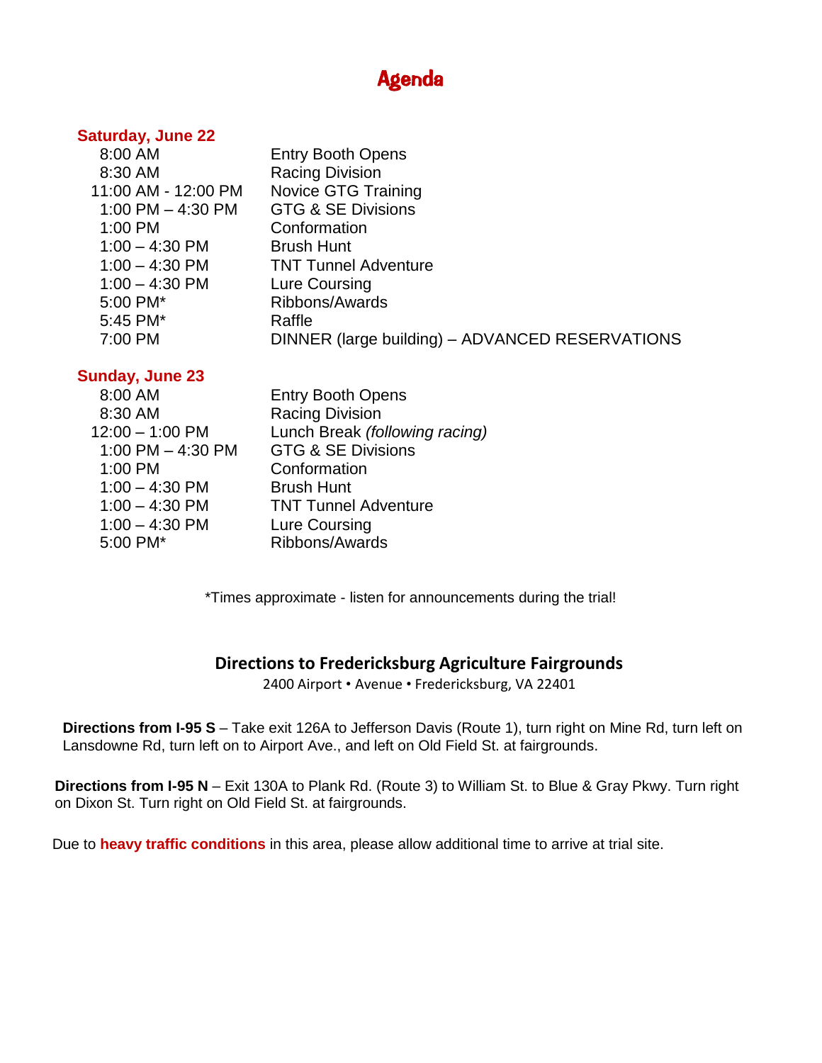# Agenda

## Saturday, June 22

| | |
|---|---|
| 8:00 AM | Entry Booth Opens |
| 8:30 AM | Racing Division |
| 11:00 AM - 12:00 PM | Novice GTG Training |
| 1:00 PM – 4:30 PM | GTG & SE Divisions |
| 1:00 PM | Conformation |
| 1:00 – 4:30 PM | Brush Hunt |
| 1:00 – 4:30 PM | TNT Tunnel Adventure |
| 1:00 – 4:30 PM | Lure Coursing |
| 5:00 PM* | Ribbons/Awards |
| 5:45 PM* | Raffle |
| 7:00 PM | DINNER (large building) – ADVANCED RESERVATIONS |

## Sunday, June 23

| | |
|---|---|
| 8:00 AM | Entry Booth Opens |
| 8:30 AM | Racing Division |
| 12:00 – 1:00 PM | Lunch Break *(following racing)* |
| 1:00 PM – 4:30 PM | GTG & SE Divisions |
| 1:00 PM | Conformation |
| 1:00 – 4:30 PM | Brush Hunt |
| 1:00 – 4:30 PM | TNT Tunnel Adventure |
| 1:00 – 4:30 PM | Lure Coursing |
| 5:00 PM* | Ribbons/Awards |

*Times approximate - listen for announcements during the trial!

## Directions to Fredericksburg Agriculture Fairgrounds

2400 Airport • Avenue • Fredericksburg, VA 22401

**Directions from I-95 S** – Take exit 126A to Jefferson Davis (Route 1), turn right on Mine Rd, turn left on Lansdowne Rd, turn left on to Airport Ave., and left on Old Field St. at fairgrounds.

**Directions from I-95 N** – Exit 130A to Plank Rd. (Route 3) to William St. to Blue & Gray Pkwy. Turn right on Dixon St. Turn right on Old Field St. at fairgrounds.

Due to **heavy traffic conditions** in this area, please allow additional time to arrive at trial site.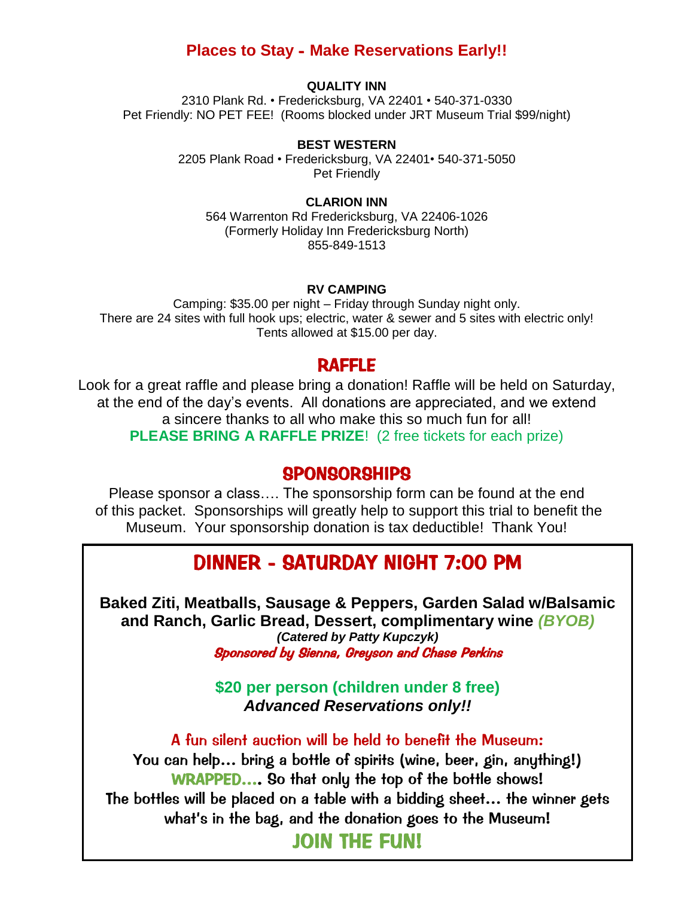## Places to Stay - Make Reservations Early!!

**QUALITY INN**

2310 Plank Rd. • Fredericksburg, VA 22401 • 540-371-0330
Pet Friendly: NO PET FEE! (Rooms blocked under JRT Museum Trial $99/night)

**BEST WESTERN**

2205 Plank Road • Fredericksburg, VA 22401• 540-371-5050
Pet Friendly

**CLARION INN**

564 Warrenton Rd Fredericksburg, VA 22406-1026
(Formerly Holiday Inn Fredericksburg North)
855-849-1513

**RV CAMPING**

Camping: $35.00 per night – Friday through Sunday night only.
There are 24 sites with full hook ups; electric, water & sewer and 5 sites with electric only!
Tents allowed at $15.00 per day.

## RAFFLE

Look for a great raffle and please bring a donation! Raffle will be held on Saturday, at the end of the day's events. All donations are appreciated, and we extend a sincere thanks to all who make this so much fun for all!
**PLEASE BRING A RAFFLE PRIZE**! (2 free tickets for each prize)

## SPONSORSHIPS

Please sponsor a class…. The sponsorship form can be found at the end of this packet. Sponsorships will greatly help to support this trial to benefit the Museum. Your sponsorship donation is tax deductible! Thank You!

## DINNER - SATURDAY NIGHT 7:00 PM

**Baked Ziti, Meatballs, Sausage & Peppers, Garden Salad w/Balsamic and Ranch, Garlic Bread, Dessert, complimentary wine *(BYOB)***
***(Catered by Patty Kupczyk)***
*Sponsored by Sienna, Greyson and Chase Perkins*

**$20 per person (children under 8 free)**
***Advanced Reservations only!!***

A fun silent auction will be held to benefit the Museum:
You can help… bring a bottle of spirits (wine, beer, gin, anything!) WRAPPED…. So that only the top of the bottle shows!
The bottles will be placed on a table with a bidding sheet… the winner gets what's in the bag, and the donation goes to the Museum!

**JOIN THE FUN!**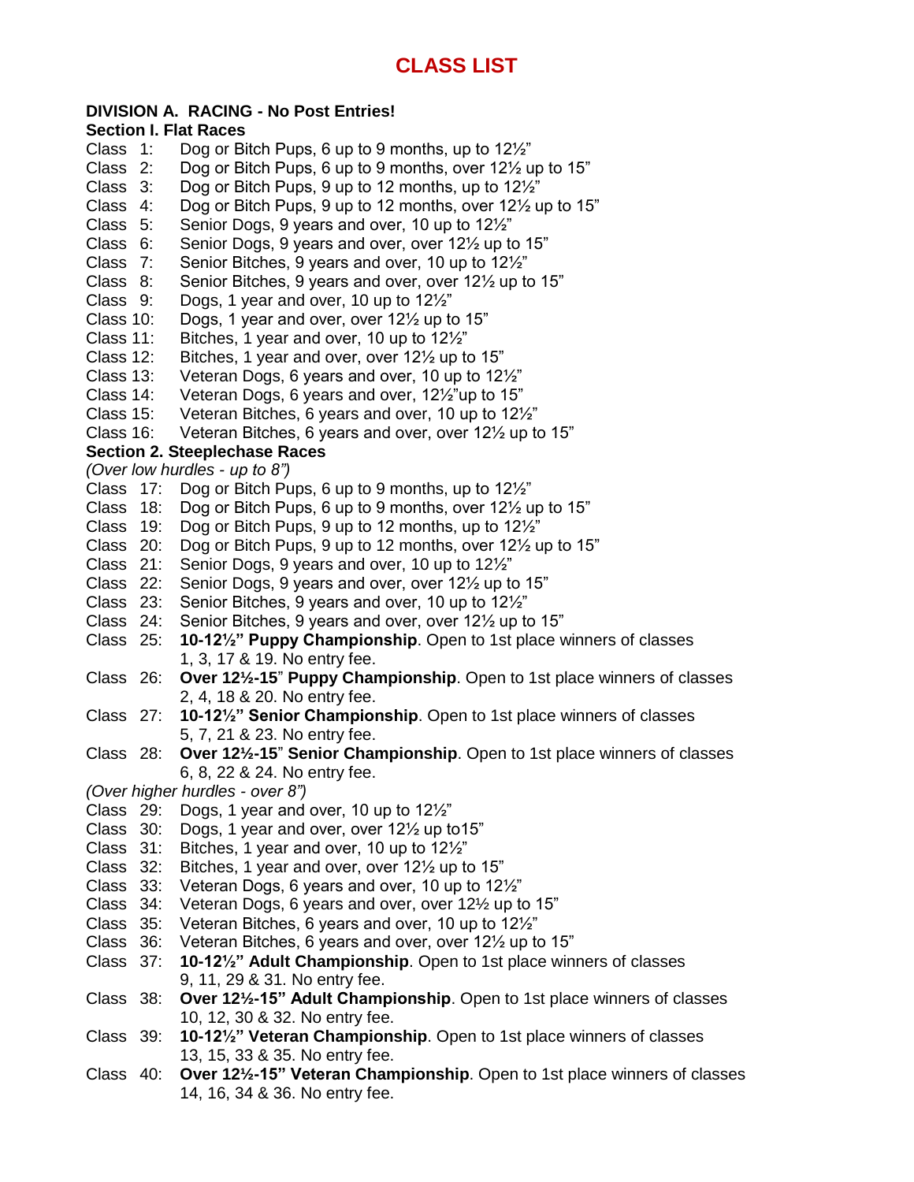# CLASS LIST

**DIVISION A. RACING - No Post Entries!**

**Section I. Flat Races**

Class 1: Dog or Bitch Pups, 6 up to 9 months, up to 12½"
Class 2: Dog or Bitch Pups, 6 up to 9 months, over 12½ up to 15"
Class 3: Dog or Bitch Pups, 9 up to 12 months, up to 12½"
Class 4: Dog or Bitch Pups, 9 up to 12 months, over 12½ up to 15"
Class 5: Senior Dogs, 9 years and over, 10 up to 12½"
Class 6: Senior Dogs, 9 years and over, over 12½ up to 15"
Class 7: Senior Bitches, 9 years and over, 10 up to 12½"
Class 8: Senior Bitches, 9 years and over, over 12½ up to 15"
Class 9: Dogs, 1 year and over, 10 up to 12½"
Class 10: Dogs, 1 year and over, over 12½ up to 15"
Class 11: Bitches, 1 year and over, 10 up to 12½"
Class 12: Bitches, 1 year and over, over 12½ up to 15"
Class 13: Veteran Dogs, 6 years and over, 10 up to 12½"
Class 14: Veteran Dogs, 6 years and over, 12½"up to 15"
Class 15: Veteran Bitches, 6 years and over, 10 up to 12½"
Class 16: Veteran Bitches, 6 years and over, over 12½ up to 15"

**Section 2. Steeplechase Races**

*(Over low hurdles - up to 8")*

Class 17: Dog or Bitch Pups, 6 up to 9 months, up to 12½"
Class 18: Dog or Bitch Pups, 6 up to 9 months, over 12½ up to 15"
Class 19: Dog or Bitch Pups, 9 up to 12 months, up to 12½"
Class 20: Dog or Bitch Pups, 9 up to 12 months, over 12½ up to 15"
Class 21: Senior Dogs, 9 years and over, 10 up to 12½"
Class 22: Senior Dogs, 9 years and over, over 12½ up to 15"
Class 23: Senior Bitches, 9 years and over, 10 up to 12½"
Class 24: Senior Bitches, 9 years and over, over 12½ up to 15"
Class 25: **10-12½" Puppy Championship**. Open to 1st place winners of classes 1, 3, 17 & 19. No entry fee.
Class 26: **Over 12½-15" Puppy Championship**. Open to 1st place winners of classes 2, 4, 18 & 20. No entry fee.
Class 27: **10-12½" Senior Championship**. Open to 1st place winners of classes 5, 7, 21 & 23. No entry fee.
Class 28: **Over 12½-15" Senior Championship**. Open to 1st place winners of classes 6, 8, 22 & 24. No entry fee.

*(Over higher hurdles - over 8")*

Class 29: Dogs, 1 year and over, 10 up to 12½"
Class 30: Dogs, 1 year and over, over 12½ up to15"
Class 31: Bitches, 1 year and over, 10 up to 12½"
Class 32: Bitches, 1 year and over, over 12½ up to 15"
Class 33: Veteran Dogs, 6 years and over, 10 up to 12½"
Class 34: Veteran Dogs, 6 years and over, over 12½ up to 15"
Class 35: Veteran Bitches, 6 years and over, 10 up to 12½"
Class 36: Veteran Bitches, 6 years and over, over 12½ up to 15"
Class 37: **10-12½" Adult Championship**. Open to 1st place winners of classes 9, 11, 29 & 31. No entry fee.
Class 38: **Over 12½-15" Adult Championship**. Open to 1st place winners of classes 10, 12, 30 & 32. No entry fee.
Class 39: **10-12½" Veteran Championship**. Open to 1st place winners of classes 13, 15, 33 & 35. No entry fee.
Class 40: **Over 12½-15" Veteran Championship**. Open to 1st place winners of classes 14, 16, 34 & 36. No entry fee.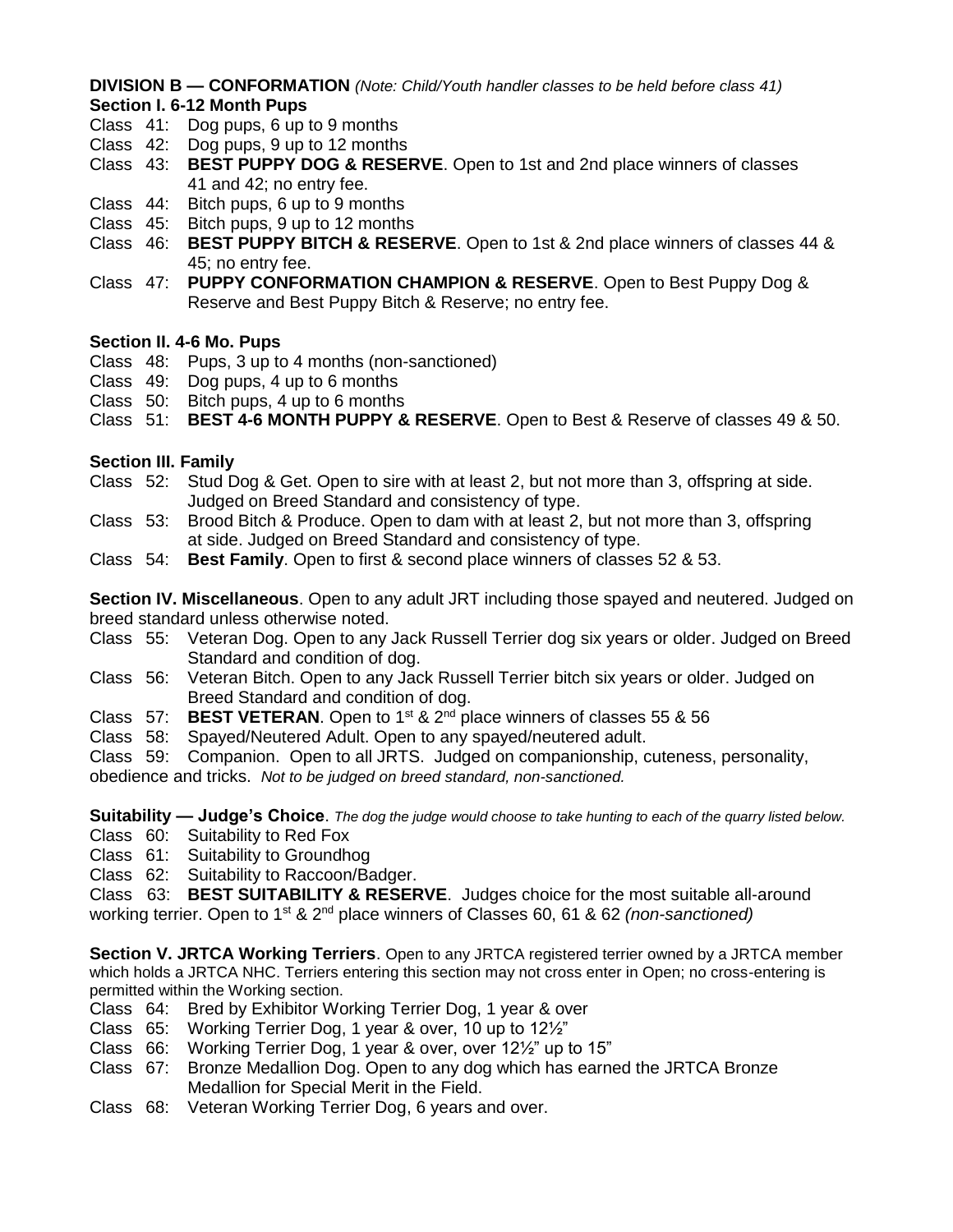**DIVISION B — CONFORMATION** *(Note: Child/Youth handler classes to be held before class 41)*

**Section I. 6-12 Month Pups**

- Class 41: Dog pups, 6 up to 9 months
- Class 42: Dog pups, 9 up to 12 months
- Class 43: **BEST PUPPY DOG & RESERVE**. Open to 1st and 2nd place winners of classes 41 and 42; no entry fee.
- Class 44: Bitch pups, 6 up to 9 months
- Class 45: Bitch pups, 9 up to 12 months
- Class 46: **BEST PUPPY BITCH & RESERVE**. Open to 1st & 2nd place winners of classes 44 & 45; no entry fee.
- Class 47: **PUPPY CONFORMATION CHAMPION & RESERVE**. Open to Best Puppy Dog & Reserve and Best Puppy Bitch & Reserve; no entry fee.

**Section II. 4-6 Mo. Pups**

- Class 48: Pups, 3 up to 4 months (non-sanctioned)
- Class 49: Dog pups, 4 up to 6 months
- Class 50: Bitch pups, 4 up to 6 months
- Class 51: **BEST 4-6 MONTH PUPPY & RESERVE**. Open to Best & Reserve of classes 49 & 50.

**Section III. Family**

- Class 52: Stud Dog & Get. Open to sire with at least 2, but not more than 3, offspring at side. Judged on Breed Standard and consistency of type.
- Class 53: Brood Bitch & Produce. Open to dam with at least 2, but not more than 3, offspring at side. Judged on Breed Standard and consistency of type.
- Class 54: **Best Family**. Open to first & second place winners of classes 52 & 53.

**Section IV. Miscellaneous**. Open to any adult JRT including those spayed and neutered. Judged on breed standard unless otherwise noted.

- Class 55: Veteran Dog. Open to any Jack Russell Terrier dog six years or older. Judged on Breed Standard and condition of dog.
- Class 56: Veteran Bitch. Open to any Jack Russell Terrier bitch six years or older. Judged on Breed Standard and condition of dog.
- Class 57: **BEST VETERAN**. Open to 1st & 2nd place winners of classes 55 & 56
- Class 58: Spayed/Neutered Adult. Open to any spayed/neutered adult.
- Class 59: Companion. Open to all JRTS. Judged on companionship, cuteness, personality, obedience and tricks. *Not to be judged on breed standard, non-sanctioned.*

**Suitability — Judge's Choice**. *The dog the judge would choose to take hunting to each of the quarry listed below.*

- Class 60: Suitability to Red Fox
- Class 61: Suitability to Groundhog
- Class 62: Suitability to Raccoon/Badger.
- Class 63: **BEST SUITABILITY & RESERVE**. Judges choice for the most suitable all-around working terrier. Open to 1st & 2nd place winners of Classes 60, 61 & 62 *(non-sanctioned)*

**Section V. JRTCA Working Terriers**. Open to any JRTCA registered terrier owned by a JRTCA member which holds a JRTCA NHC. Terriers entering this section may not cross enter in Open; no cross-entering is permitted within the Working section.

- Class 64: Bred by Exhibitor Working Terrier Dog, 1 year & over
- Class 65: Working Terrier Dog, 1 year & over, 10 up to 12½"
- Class 66: Working Terrier Dog, 1 year & over, over 12½" up to 15"
- Class 67: Bronze Medallion Dog. Open to any dog which has earned the JRTCA Bronze Medallion for Special Merit in the Field.
- Class 68: Veteran Working Terrier Dog, 6 years and over.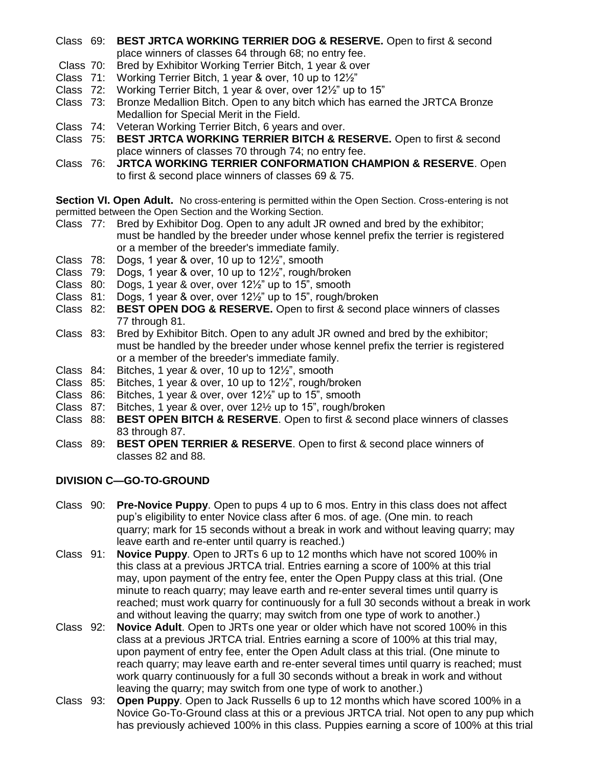Class 69: **BEST JRTCA WORKING TERRIER DOG & RESERVE.** Open to first & second place winners of classes 64 through 68; no entry fee.

Class 70: Bred by Exhibitor Working Terrier Bitch, 1 year & over

Class 71: Working Terrier Bitch, 1 year & over, 10 up to 12½"

Class 72: Working Terrier Bitch, 1 year & over, over 12½" up to 15"

Class 73: Bronze Medallion Bitch. Open to any bitch which has earned the JRTCA Bronze Medallion for Special Merit in the Field.

Class 74: Veteran Working Terrier Bitch, 6 years and over.

Class 75: **BEST JRTCA WORKING TERRIER BITCH & RESERVE.** Open to first & second place winners of classes 70 through 74; no entry fee.

Class 76: **JRTCA WORKING TERRIER CONFORMATION CHAMPION & RESERVE**. Open to first & second place winners of classes 69 & 75.

**Section VI. Open Adult.** No cross-entering is permitted within the Open Section. Cross-entering is not permitted between the Open Section and the Working Section.

Class 77: Bred by Exhibitor Dog. Open to any adult JR owned and bred by the exhibitor; must be handled by the breeder under whose kennel prefix the terrier is registered or a member of the breeder's immediate family.

Class 78: Dogs, 1 year & over, 10 up to 12½", smooth

Class 79: Dogs, 1 year & over, 10 up to 12½", rough/broken

Class 80: Dogs, 1 year & over, over 12½" up to 15", smooth

Class 81: Dogs, 1 year & over, over 12½" up to 15", rough/broken

Class 82: **BEST OPEN DOG & RESERVE.** Open to first & second place winners of classes 77 through 81.

Class 83: Bred by Exhibitor Bitch. Open to any adult JR owned and bred by the exhibitor; must be handled by the breeder under whose kennel prefix the terrier is registered or a member of the breeder's immediate family.

Class 84: Bitches, 1 year & over, 10 up to 12½", smooth

Class 85: Bitches, 1 year & over, 10 up to 12½", rough/broken

Class 86: Bitches, 1 year & over, over 12½" up to 15", smooth

Class 87: Bitches, 1 year & over, over 12½ up to 15", rough/broken

Class 88: **BEST OPEN BITCH & RESERVE**. Open to first & second place winners of classes 83 through 87.

Class 89: **BEST OPEN TERRIER & RESERVE**. Open to first & second place winners of classes 82 and 88.

## DIVISION C—GO-TO-GROUND

Class 90: **Pre-Novice Puppy**. Open to pups 4 up to 6 mos. Entry in this class does not affect pup's eligibility to enter Novice class after 6 mos. of age. (One min. to reach quarry; mark for 15 seconds without a break in work and without leaving quarry; may leave earth and re-enter until quarry is reached.)

Class 91: **Novice Puppy**. Open to JRTs 6 up to 12 months which have not scored 100% in this class at a previous JRTCA trial. Entries earning a score of 100% at this trial may, upon payment of the entry fee, enter the Open Puppy class at this trial. (One minute to reach quarry; may leave earth and re-enter several times until quarry is reached; must work quarry for continuously for a full 30 seconds without a break in work and without leaving the quarry; may switch from one type of work to another.)

Class 92: **Novice Adult**. Open to JRTs one year or older which have not scored 100% in this class at a previous JRTCA trial. Entries earning a score of 100% at this trial may, upon payment of entry fee, enter the Open Adult class at this trial. (One minute to reach quarry; may leave earth and re-enter several times until quarry is reached; must work quarry continuously for a full 30 seconds without a break in work and without leaving the quarry; may switch from one type of work to another.)

Class 93: **Open Puppy**. Open to Jack Russells 6 up to 12 months which have scored 100% in a Novice Go-To-Ground class at this or a previous JRTCA trial. Not open to any pup which has previously achieved 100% in this class. Puppies earning a score of 100% at this trial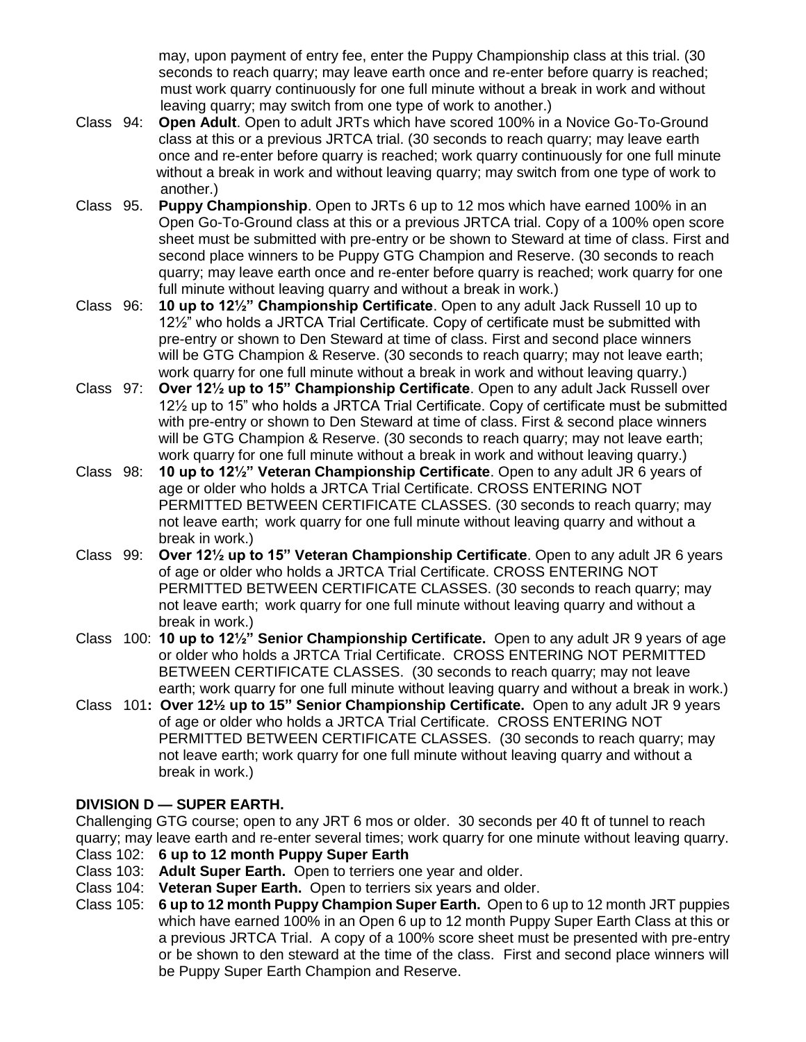may, upon payment of entry fee, enter the Puppy Championship class at this trial. (30 seconds to reach quarry; may leave earth once and re-enter before quarry is reached; must work quarry continuously for one full minute without a break in work and without leaving quarry; may switch from one type of work to another.)

Class 94: **Open Adult**. Open to adult JRTs which have scored 100% in a Novice Go-To-Ground class at this or a previous JRTCA trial. (30 seconds to reach quarry; may leave earth once and re-enter before quarry is reached; work quarry continuously for one full minute without a break in work and without leaving quarry; may switch from one type of work to another.)

Class 95. **Puppy Championship**. Open to JRTs 6 up to 12 mos which have earned 100% in an Open Go-To-Ground class at this or a previous JRTCA trial. Copy of a 100% open score sheet must be submitted with pre-entry or be shown to Steward at time of class. First and second place winners to be Puppy GTG Champion and Reserve. (30 seconds to reach quarry; may leave earth once and re-enter before quarry is reached; work quarry for one full minute without leaving quarry and without a break in work.)

Class 96: **10 up to 12½" Championship Certificate**. Open to any adult Jack Russell 10 up to 12½" who holds a JRTCA Trial Certificate. Copy of certificate must be submitted with pre-entry or shown to Den Steward at time of class. First and second place winners will be GTG Champion & Reserve. (30 seconds to reach quarry; may not leave earth; work quarry for one full minute without a break in work and without leaving quarry.)

Class 97: **Over 12½ up to 15" Championship Certificate**. Open to any adult Jack Russell over 12½ up to 15" who holds a JRTCA Trial Certificate. Copy of certificate must be submitted with pre-entry or shown to Den Steward at time of class. First & second place winners will be GTG Champion & Reserve. (30 seconds to reach quarry; may not leave earth; work quarry for one full minute without a break in work and without leaving quarry.)

Class 98: **10 up to 12½" Veteran Championship Certificate**. Open to any adult JR 6 years of age or older who holds a JRTCA Trial Certificate. CROSS ENTERING NOT PERMITTED BETWEEN CERTIFICATE CLASSES. (30 seconds to reach quarry; may not leave earth; work quarry for one full minute without leaving quarry and without a break in work.)

Class 99: **Over 12½ up to 15" Veteran Championship Certificate**. Open to any adult JR 6 years of age or older who holds a JRTCA Trial Certificate. CROSS ENTERING NOT PERMITTED BETWEEN CERTIFICATE CLASSES. (30 seconds to reach quarry; may not leave earth; work quarry for one full minute without leaving quarry and without a break in work.)

Class 100: **10 up to 12½" Senior Championship Certificate.** Open to any adult JR 9 years of age or older who holds a JRTCA Trial Certificate. CROSS ENTERING NOT PERMITTED BETWEEN CERTIFICATE CLASSES. (30 seconds to reach quarry; may not leave earth; work quarry for one full minute without leaving quarry and without a break in work.)

Class 101**: Over 12½ up to 15" Senior Championship Certificate.** Open to any adult JR 9 years of age or older who holds a JRTCA Trial Certificate. CROSS ENTERING NOT PERMITTED BETWEEN CERTIFICATE CLASSES. (30 seconds to reach quarry; may not leave earth; work quarry for one full minute without leaving quarry and without a break in work.)

**DIVISION D — SUPER EARTH.**

Challenging GTG course; open to any JRT 6 mos or older. 30 seconds per 40 ft of tunnel to reach quarry; may leave earth and re-enter several times; work quarry for one minute without leaving quarry.

Class 102: **6 up to 12 month Puppy Super Earth**

Class 103: **Adult Super Earth.** Open to terriers one year and older.

Class 104: **Veteran Super Earth.** Open to terriers six years and older.

Class 105: **6 up to 12 month Puppy Champion Super Earth.** Open to 6 up to 12 month JRT puppies which have earned 100% in an Open 6 up to 12 month Puppy Super Earth Class at this or a previous JRTCA Trial. A copy of a 100% score sheet must be presented with pre-entry or be shown to den steward at the time of the class. First and second place winners will be Puppy Super Earth Champion and Reserve.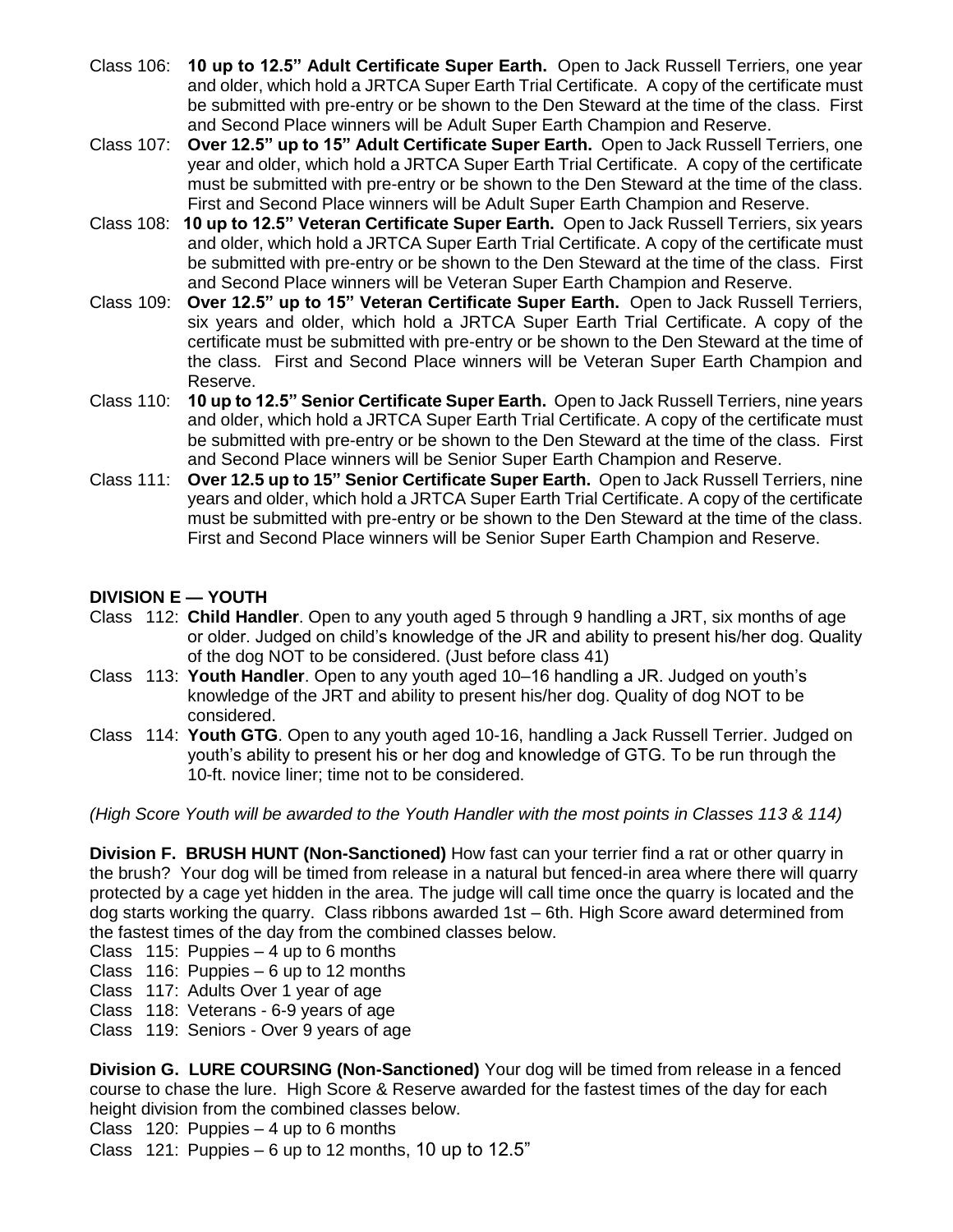Class 106: **10 up to 12.5" Adult Certificate Super Earth.** Open to Jack Russell Terriers, one year and older, which hold a JRTCA Super Earth Trial Certificate. A copy of the certificate must be submitted with pre-entry or be shown to the Den Steward at the time of the class. First and Second Place winners will be Adult Super Earth Champion and Reserve.

Class 107: **Over 12.5" up to 15" Adult Certificate Super Earth.** Open to Jack Russell Terriers, one year and older, which hold a JRTCA Super Earth Trial Certificate. A copy of the certificate must be submitted with pre-entry or be shown to the Den Steward at the time of the class. First and Second Place winners will be Adult Super Earth Champion and Reserve.

Class 108: **10 up to 12.5" Veteran Certificate Super Earth.** Open to Jack Russell Terriers, six years and older, which hold a JRTCA Super Earth Trial Certificate. A copy of the certificate must be submitted with pre-entry or be shown to the Den Steward at the time of the class. First and Second Place winners will be Veteran Super Earth Champion and Reserve.

Class 109: **Over 12.5" up to 15" Veteran Certificate Super Earth.** Open to Jack Russell Terriers, six years and older, which hold a JRTCA Super Earth Trial Certificate. A copy of the certificate must be submitted with pre-entry or be shown to the Den Steward at the time of the class. First and Second Place winners will be Veteran Super Earth Champion and Reserve.

Class 110: **10 up to 12.5" Senior Certificate Super Earth.** Open to Jack Russell Terriers, nine years and older, which hold a JRTCA Super Earth Trial Certificate. A copy of the certificate must be submitted with pre-entry or be shown to the Den Steward at the time of the class. First and Second Place winners will be Senior Super Earth Champion and Reserve.

Class 111: **Over 12.5 up to 15" Senior Certificate Super Earth.** Open to Jack Russell Terriers, nine years and older, which hold a JRTCA Super Earth Trial Certificate. A copy of the certificate must be submitted with pre-entry or be shown to the Den Steward at the time of the class. First and Second Place winners will be Senior Super Earth Champion and Reserve.

**DIVISION E — YOUTH**

Class 112: **Child Handler**. Open to any youth aged 5 through 9 handling a JRT, six months of age or older. Judged on child's knowledge of the JR and ability to present his/her dog. Quality of the dog NOT to be considered. (Just before class 41)

Class 113: **Youth Handler**. Open to any youth aged 10–16 handling a JR. Judged on youth's knowledge of the JRT and ability to present his/her dog. Quality of dog NOT to be considered.

Class 114: **Youth GTG**. Open to any youth aged 10-16, handling a Jack Russell Terrier. Judged on youth's ability to present his or her dog and knowledge of GTG. To be run through the 10-ft. novice liner; time not to be considered.

*(High Score Youth will be awarded to the Youth Handler with the most points in Classes 113 & 114)*

**Division F. BRUSH HUNT (Non-Sanctioned)** How fast can your terrier find a rat or other quarry in the brush? Your dog will be timed from release in a natural but fenced-in area where there will quarry protected by a cage yet hidden in the area. The judge will call time once the quarry is located and the dog starts working the quarry. Class ribbons awarded 1st – 6th. High Score award determined from the fastest times of the day from the combined classes below.

Class 115: Puppies – 4 up to 6 months
Class 116: Puppies – 6 up to 12 months
Class 117: Adults Over 1 year of age
Class 118: Veterans - 6-9 years of age
Class 119: Seniors - Over 9 years of age

**Division G. LURE COURSING (Non-Sanctioned)** Your dog will be timed from release in a fenced course to chase the lure. High Score & Reserve awarded for the fastest times of the day for each height division from the combined classes below.

Class 120: Puppies – 4 up to 6 months
Class 121: Puppies – 6 up to 12 months, 10 up to 12.5"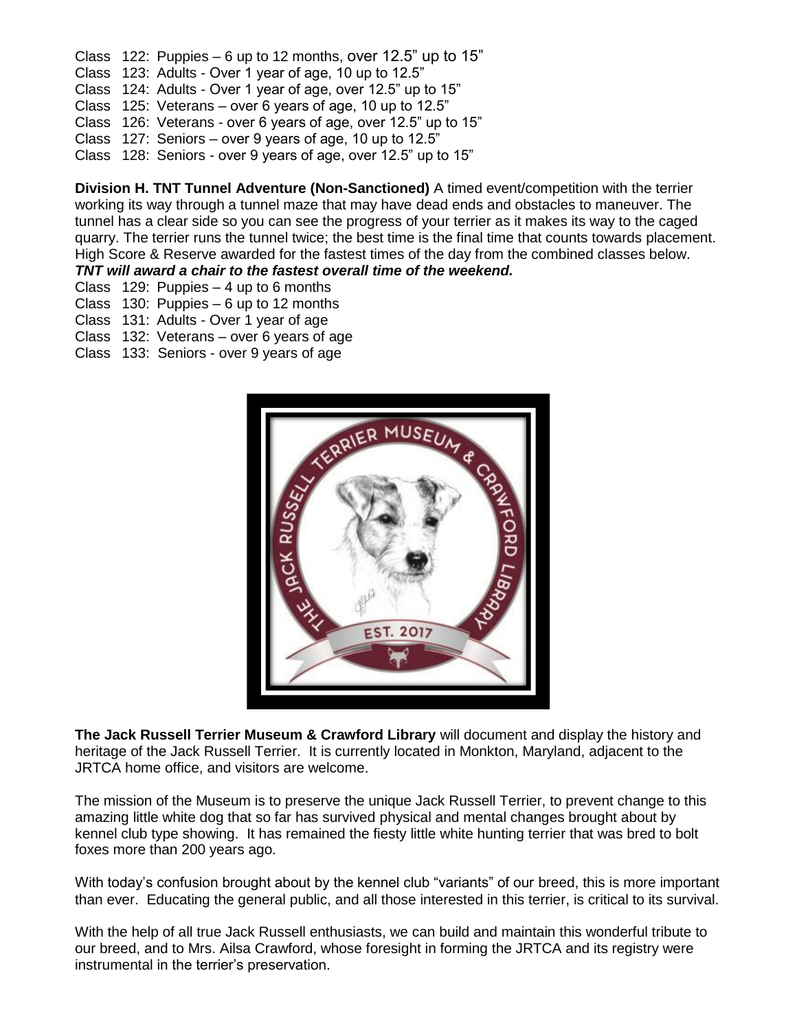Class 122: Puppies – 6 up to 12 months, over 12.5" up to 15"
Class 123: Adults - Over 1 year of age, 10 up to 12.5"
Class 124: Adults - Over 1 year of age, over 12.5" up to 15"
Class 125: Veterans – over 6 years of age, 10 up to 12.5"
Class 126: Veterans - over 6 years of age, over 12.5" up to 15"
Class 127: Seniors – over 9 years of age, 10 up to 12.5"
Class 128: Seniors - over 9 years of age, over 12.5" up to 15"

**Division H. TNT Tunnel Adventure (Non-Sanctioned)** A timed event/competition with the terrier working its way through a tunnel maze that may have dead ends and obstacles to maneuver. The tunnel has a clear side so you can see the progress of your terrier as it makes its way to the caged quarry. The terrier runs the tunnel twice; the best time is the final time that counts towards placement. High Score & Reserve awarded for the fastest times of the day from the combined classes below.
***TNT will award a chair to the fastest overall time of the weekend.***

Class 129: Puppies – 4 up to 6 months
Class 130: Puppies – 6 up to 12 months
Class 131: Adults - Over 1 year of age
Class 132: Veterans – over 6 years of age
Class 133: Seniors - over 9 years of age

THE JACK RUSSELL TERRIER MUSEUM & CRAWFORD LIBRARY
EST. 2017

**The Jack Russell Terrier Museum & Crawford Library** will document and display the history and heritage of the Jack Russell Terrier. It is currently located in Monkton, Maryland, adjacent to the JRTCA home office, and visitors are welcome.

The mission of the Museum is to preserve the unique Jack Russell Terrier, to prevent change to this amazing little white dog that so far has survived physical and mental changes brought about by kennel club type showing. It has remained the fiesty little white hunting terrier that was bred to bolt foxes more than 200 years ago.

With today's confusion brought about by the kennel club "variants" of our breed, this is more important than ever. Educating the general public, and all those interested in this terrier, is critical to its survival.

With the help of all true Jack Russell enthusiasts, we can build and maintain this wonderful tribute to our breed, and to Mrs. Ailsa Crawford, whose foresight in forming the JRTCA and its registry were instrumental in the terrier's preservation.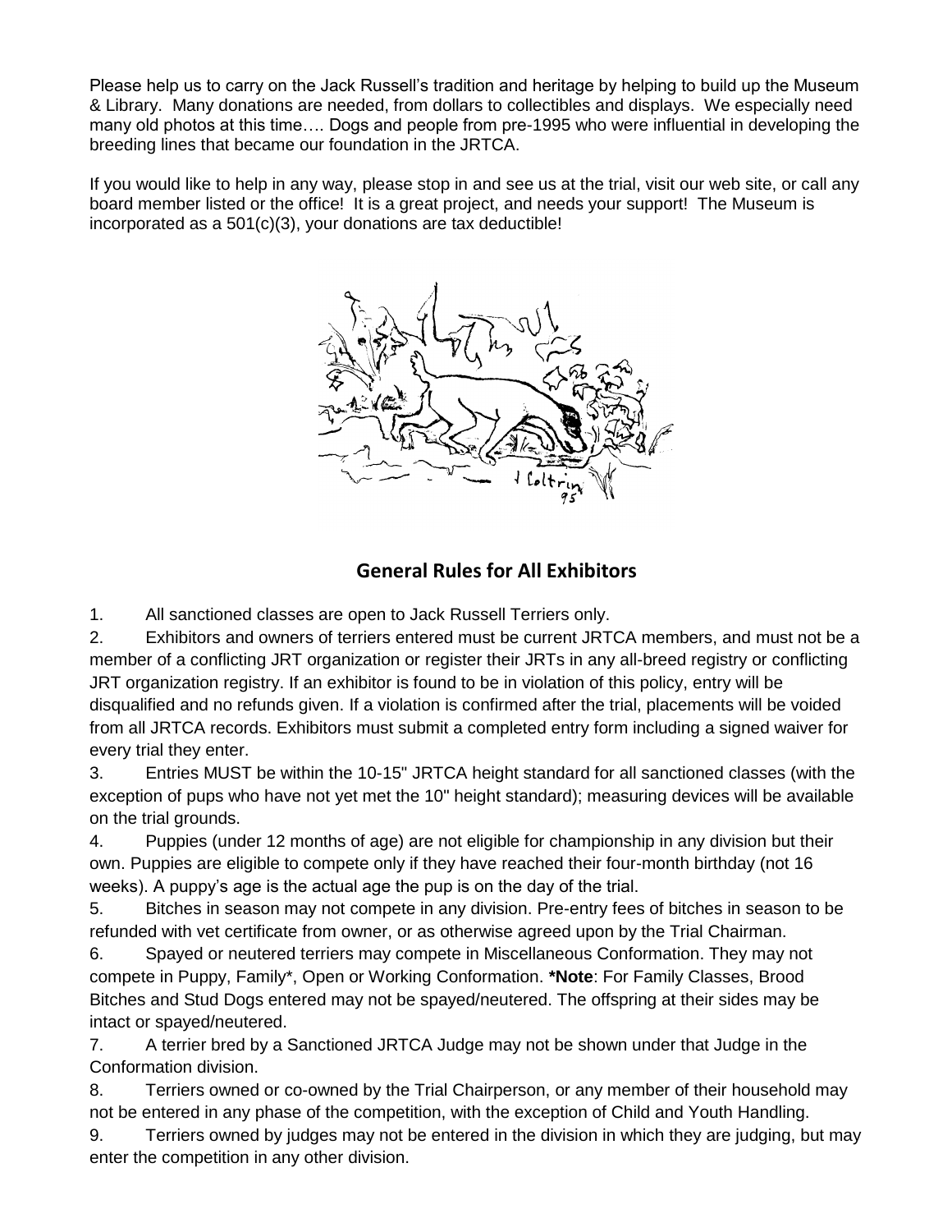Please help us to carry on the Jack Russell's tradition and heritage by helping to build up the Museum & Library. Many donations are needed, from dollars to collectibles and displays. We especially need many old photos at this time…. Dogs and people from pre-1995 who were influential in developing the breeding lines that became our foundation in the JRTCA.

If you would like to help in any way, please stop in and see us at the trial, visit our web site, or call any board member listed or the office! It is a great project, and needs your support! The Museum is incorporated as a 501(c)(3), your donations are tax deductible!

## General Rules for All Exhibitors

1. All sanctioned classes are open to Jack Russell Terriers only.
2. Exhibitors and owners of terriers entered must be current JRTCA members, and must not be a member of a conflicting JRT organization or register their JRTs in any all-breed registry or conflicting JRT organization registry. If an exhibitor is found to be in violation of this policy, entry will be disqualified and no refunds given. If a violation is confirmed after the trial, placements will be voided from all JRTCA records. Exhibitors must submit a completed entry form including a signed waiver for every trial they enter.
3. Entries MUST be within the 10-15" JRTCA height standard for all sanctioned classes (with the exception of pups who have not yet met the 10" height standard); measuring devices will be available on the trial grounds.
4. Puppies (under 12 months of age) are not eligible for championship in any division but their own. Puppies are eligible to compete only if they have reached their four-month birthday (not 16 weeks). A puppy's age is the actual age the pup is on the day of the trial.
5. Bitches in season may not compete in any division. Pre-entry fees of bitches in season to be refunded with vet certificate from owner, or as otherwise agreed upon by the Trial Chairman.
6. Spayed or neutered terriers may compete in Miscellaneous Conformation. They may not compete in Puppy, Family*, Open or Working Conformation. ***Note**: For Family Classes, Brood Bitches and Stud Dogs entered may not be spayed/neutered. The offspring at their sides may be intact or spayed/neutered.
7. A terrier bred by a Sanctioned JRTCA Judge may not be shown under that Judge in the Conformation division.
8. Terriers owned or co-owned by the Trial Chairperson, or any member of their household may not be entered in any phase of the competition, with the exception of Child and Youth Handling.
9. Terriers owned by judges may not be entered in the division in which they are judging, but may enter the competition in any other division.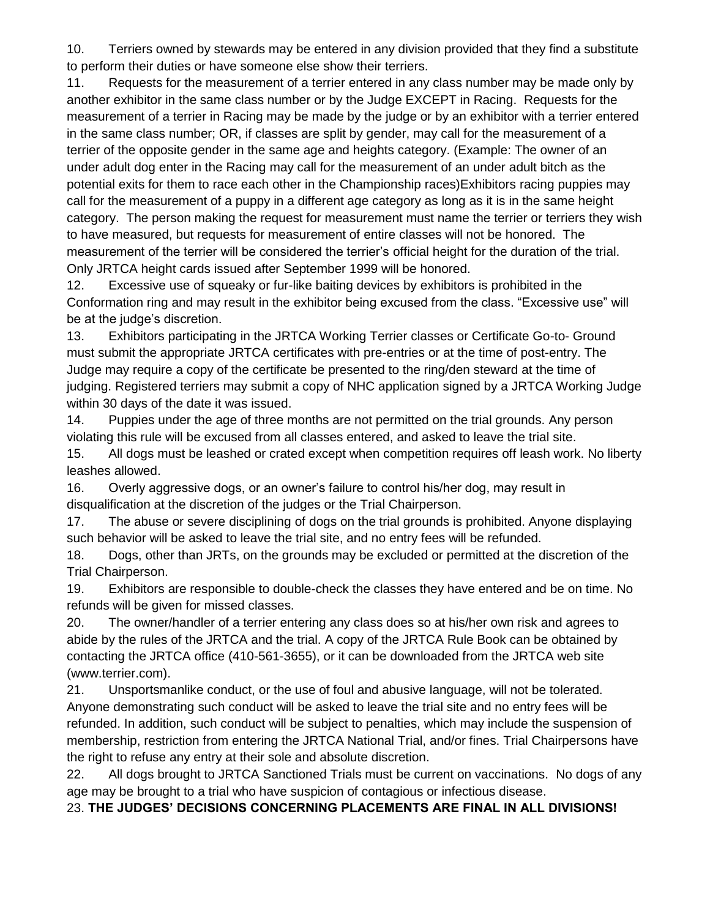10. Terriers owned by stewards may be entered in any division provided that they find a substitute to perform their duties or have someone else show their terriers.

11. Requests for the measurement of a terrier entered in any class number may be made only by another exhibitor in the same class number or by the Judge EXCEPT in Racing. Requests for the measurement of a terrier in Racing may be made by the judge or by an exhibitor with a terrier entered in the same class number; OR, if classes are split by gender, may call for the measurement of a terrier of the opposite gender in the same age and heights category. (Example: The owner of an under adult dog enter in the Racing may call for the measurement of an under adult bitch as the potential exits for them to race each other in the Championship races)Exhibitors racing puppies may call for the measurement of a puppy in a different age category as long as it is in the same height category. The person making the request for measurement must name the terrier or terriers they wish to have measured, but requests for measurement of entire classes will not be honored. The measurement of the terrier will be considered the terrier's official height for the duration of the trial. Only JRTCA height cards issued after September 1999 will be honored.

12. Excessive use of squeaky or fur-like baiting devices by exhibitors is prohibited in the Conformation ring and may result in the exhibitor being excused from the class. "Excessive use" will be at the judge's discretion.

13. Exhibitors participating in the JRTCA Working Terrier classes or Certificate Go-to- Ground must submit the appropriate JRTCA certificates with pre-entries or at the time of post-entry. The Judge may require a copy of the certificate be presented to the ring/den steward at the time of judging. Registered terriers may submit a copy of NHC application signed by a JRTCA Working Judge within 30 days of the date it was issued.

14. Puppies under the age of three months are not permitted on the trial grounds. Any person violating this rule will be excused from all classes entered, and asked to leave the trial site.

15. All dogs must be leashed or crated except when competition requires off leash work. No liberty leashes allowed.

16. Overly aggressive dogs, or an owner's failure to control his/her dog, may result in disqualification at the discretion of the judges or the Trial Chairperson.

17. The abuse or severe disciplining of dogs on the trial grounds is prohibited. Anyone displaying such behavior will be asked to leave the trial site, and no entry fees will be refunded.

18. Dogs, other than JRTs, on the grounds may be excluded or permitted at the discretion of the Trial Chairperson.

19. Exhibitors are responsible to double-check the classes they have entered and be on time. No refunds will be given for missed classes.

20. The owner/handler of a terrier entering any class does so at his/her own risk and agrees to abide by the rules of the JRTCA and the trial. A copy of the JRTCA Rule Book can be obtained by contacting the JRTCA office (410-561-3655), or it can be downloaded from the JRTCA web site (www.terrier.com).

21. Unsportsmanlike conduct, or the use of foul and abusive language, will not be tolerated. Anyone demonstrating such conduct will be asked to leave the trial site and no entry fees will be refunded. In addition, such conduct will be subject to penalties, which may include the suspension of membership, restriction from entering the JRTCA National Trial, and/or fines. Trial Chairpersons have the right to refuse any entry at their sole and absolute discretion.

22. All dogs brought to JRTCA Sanctioned Trials must be current on vaccinations. No dogs of any age may be brought to a trial who have suspicion of contagious or infectious disease.

23. **THE JUDGES' DECISIONS CONCERNING PLACEMENTS ARE FINAL IN ALL DIVISIONS!**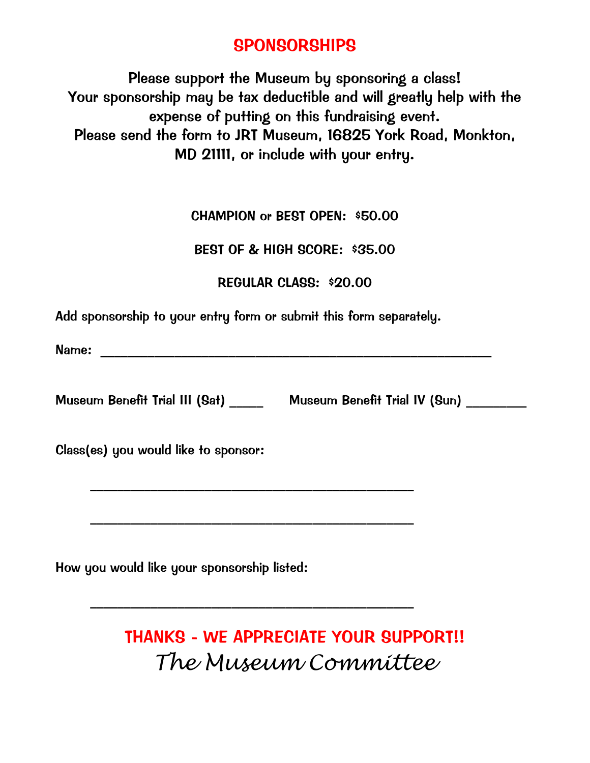# SPONSORSHIPS

**Please support the Museum by sponsoring a class!**
**Your sponsorship may be tax deductible and will greatly help with the expense of putting on this fundraising event.**
**Please send the form to JRT Museum, 16825 York Road, Monkton, MD 21111, or include with your entry.**

**CHAMPION or BEST OPEN: $50.00**

**BEST OF & HIGH SCORE: $35.00**

**REGULAR CLASS: $20.00**

Add sponsorship to your entry form or submit this form separately.

Name: ____________________________________________________________

Museum Benefit Trial III (Sat) _____     Museum Benefit Trial IV (Sun) _________

Class(es) you would like to sponsor:

__________________________________________________

__________________________________________________

How you would like your sponsorship listed:

__________________________________________________

**THANKS - WE APPRECIATE YOUR SUPPORT!!**

*The Museum Committee*